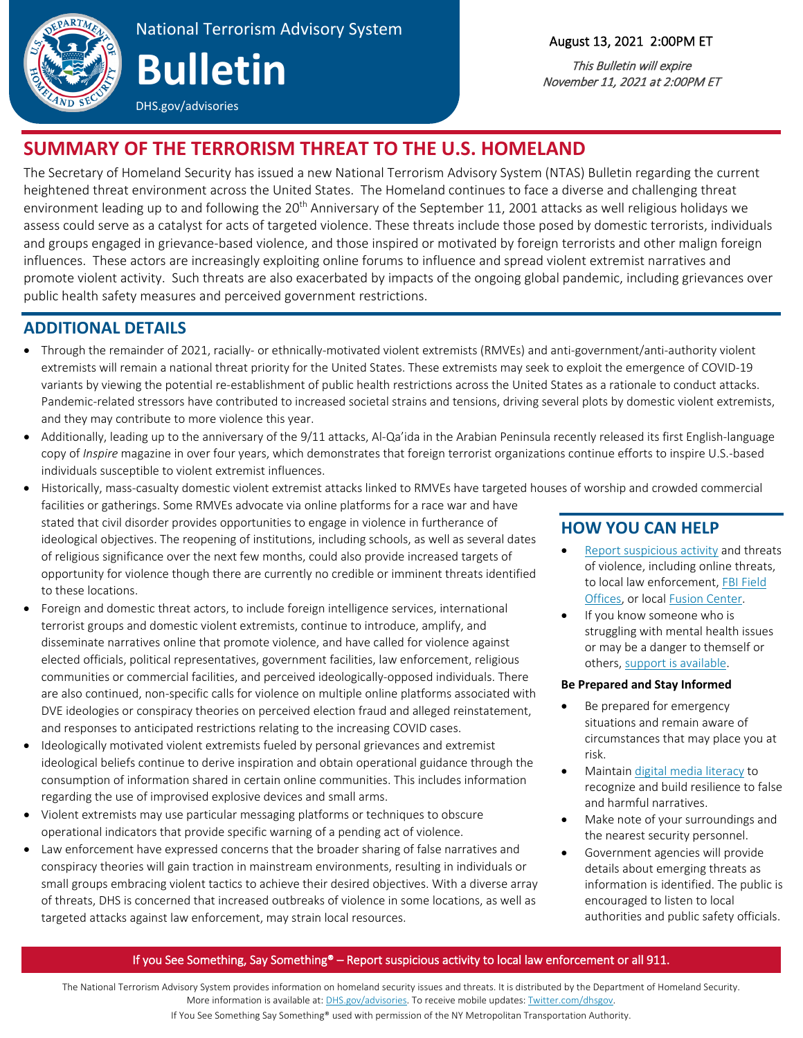National Terrorism Advisory System

# Bulletin

DHS.gov/advisories

August 13, 2021 2:00PM ET

*This Bulletin will expire November 11, 2021 at 2:00PM ET*

## SUMMARY OF THE TERRORISM THREAT TO THE U.S. HOMELAND

The Secretary of Homeland Security has issued a new National Terrorism Advisory System (NTAS) Bulletin regarding the current heightened threat environment across the United States. The Homeland continues to face a diverse and challenging threat environment leading up to and following the 20th Anniversary of the September 11, 2001 attacks as well religious holidays we assess could serve as a catalyst for acts of targeted violence. These threats include those posed by domestic terrorists, individuals and groups engaged in grievance-based violence, and those inspired or motivated by foreign terrorists and other malign foreign influences. These actors are increasingly exploiting online forums to influence and spread violent extremist narratives and promote violent activity. Such threats are also exacerbated by impacts of the ongoing global pandemic, including grievances over public health safety measures and perceived government restrictions.

## ADDITIONAL DETAILS

- Through the remainder of 2021, racially- or ethnically-motivated violent extremists (RMVEs) and anti-government/anti-authority violent extremists will remain a national threat priority for the United States. These extremists may seek to exploit the emergence of COVID-19 variants by viewing the potential re-establishment of public health restrictions across the United States as a rationale to conduct attacks. Pandemic-related stressors have contributed to increased societal strains and tensions, driving several plots by domestic violent extremists, and they may contribute to more violence this year.
- Additionally, leading up to the anniversary of the 9/11 attacks, Al-Qa'ida in the Arabian Peninsula recently released its first English-language copy of *Inspire* magazine in over four years, which demonstrates that foreign terrorist organizations continue efforts to inspire U.S.-based individuals susceptible to violent extremist influences.
- Historically, mass-casualty domestic violent extremist attacks linked to RMVEs have targeted houses of worship and crowded commercial facilities or gatherings. Some RMVEs advocate via online platforms for a race war and have stated that civil disorder provides opportunities to engage in violence in furtherance of ideological objectives. The reopening of institutions, including schools, as well as several dates of religious significance over the next few months, could also provide increased targets of opportunity for violence though there are currently no credible or imminent threats identified to these locations.
- Foreign and domestic threat actors, to include foreign intelligence services, international terrorist groups and domestic violent extremists, continue to introduce, amplify, and disseminate narratives online that promote violence, and have called for violence against elected officials, political representatives, government facilities, law enforcement, religious communities or commercial facilities, and perceived ideologically-opposed individuals. There are also continued, non-specific calls for violence on multiple online platforms associated with DVE ideologies or conspiracy theories on perceived election fraud and alleged reinstatement, and responses to anticipated restrictions relating to the increasing COVID cases.
- Ideologically motivated violent extremists fueled by personal grievances and extremist ideological beliefs continue to derive inspiration and obtain operational guidance through the consumption of information shared in certain online communities. This includes information regarding the use of improvised explosive devices and small arms.
- Violent extremists may use particular messaging platforms or techniques to obscure operational indicators that provide specific warning of a pending act of violence.
- Law enforcement have expressed concerns that the broader sharing of false narratives and conspiracy theories will gain traction in mainstream environments, resulting in individuals or small groups embracing violent tactics to achieve their desired objectives. With a diverse array of threats, DHS is concerned that increased outbreaks of violence in some locations, as well as targeted attacks against law enforcement, may strain local resources.

## HOW YOU CAN HELP

- Report suspicious activity and threats of violence, including online threats, to local law enforcement, FBI Field Offices, or local Fusion Center.
- If you know someone who is struggling with mental health issues or may be a danger to themself or others, support is available.

**Be Prepared and Stay Informed**

- Be prepared for emergency situations and remain aware of circumstances that may place you at risk.
- Maintain digital media literacy to recognize and build resilience to false and harmful narratives.
- Make note of your surroundings and the nearest security personnel.
- Government agencies will provide details about emerging threats as information is identified. The public is encouraged to listen to local authorities and public safety officials.

If you See Something, Say Something® – Report suspicious activity to local law enforcement or all 911.

The National Terrorism Advisory System provides information on homeland security issues and threats. It is distributed by the Department of Homeland Security. More information is available at: DHS.gov/advisories. To receive mobile updates: Twitter.com/dhsgov.

If You See Something Say Something® used with permission of the NY Metropolitan Transportation Authority.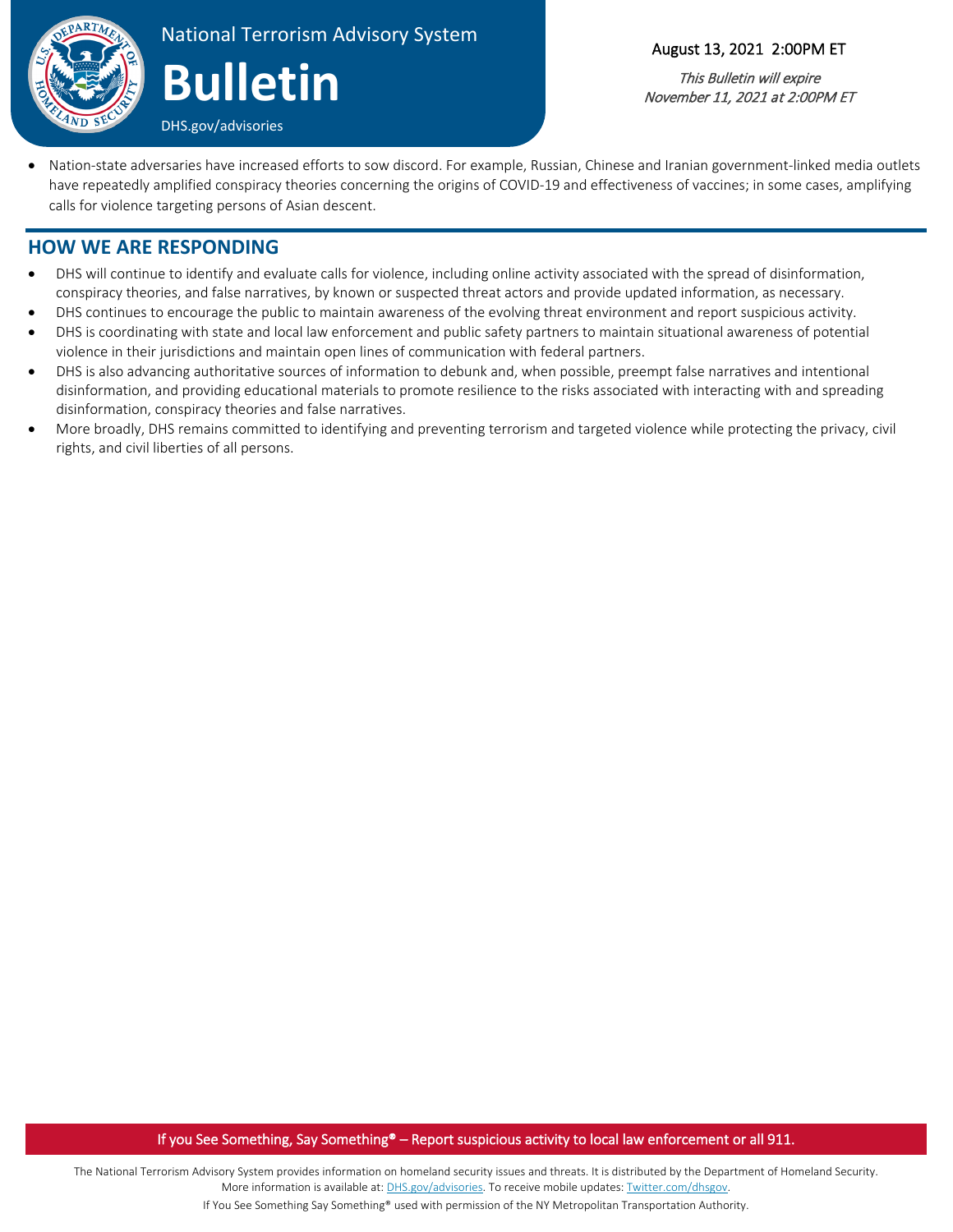National Terrorism Advisory System

# Bulletin

DHS.gov/advisories

August 13, 2021 2:00PM ET

*This Bulletin will expire November 11, 2021 at 2:00PM ET*

- Nation-state adversaries have increased efforts to sow discord. For example, Russian, Chinese and Iranian government-linked media outlets have repeatedly amplified conspiracy theories concerning the origins of COVID-19 and effectiveness of vaccines; in some cases, amplifying calls for violence targeting persons of Asian descent.

## HOW WE ARE RESPONDING

- DHS will continue to identify and evaluate calls for violence, including online activity associated with the spread of disinformation, conspiracy theories, and false narratives, by known or suspected threat actors and provide updated information, as necessary.
- DHS continues to encourage the public to maintain awareness of the evolving threat environment and report suspicious activity.
- DHS is coordinating with state and local law enforcement and public safety partners to maintain situational awareness of potential violence in their jurisdictions and maintain open lines of communication with federal partners.
- DHS is also advancing authoritative sources of information to debunk and, when possible, preempt false narratives and intentional disinformation, and providing educational materials to promote resilience to the risks associated with interacting with and spreading disinformation, conspiracy theories and false narratives.
- More broadly, DHS remains committed to identifying and preventing terrorism and targeted violence while protecting the privacy, civil rights, and civil liberties of all persons.

If you See Something, Say Something® – Report suspicious activity to local law enforcement or all 911.

The National Terrorism Advisory System provides information on homeland security issues and threats. It is distributed by the Department of Homeland Security. More information is available at: DHS.gov/advisories. To receive mobile updates: Twitter.com/dhsgov.

If You See Something Say Something® used with permission of the NY Metropolitan Transportation Authority.